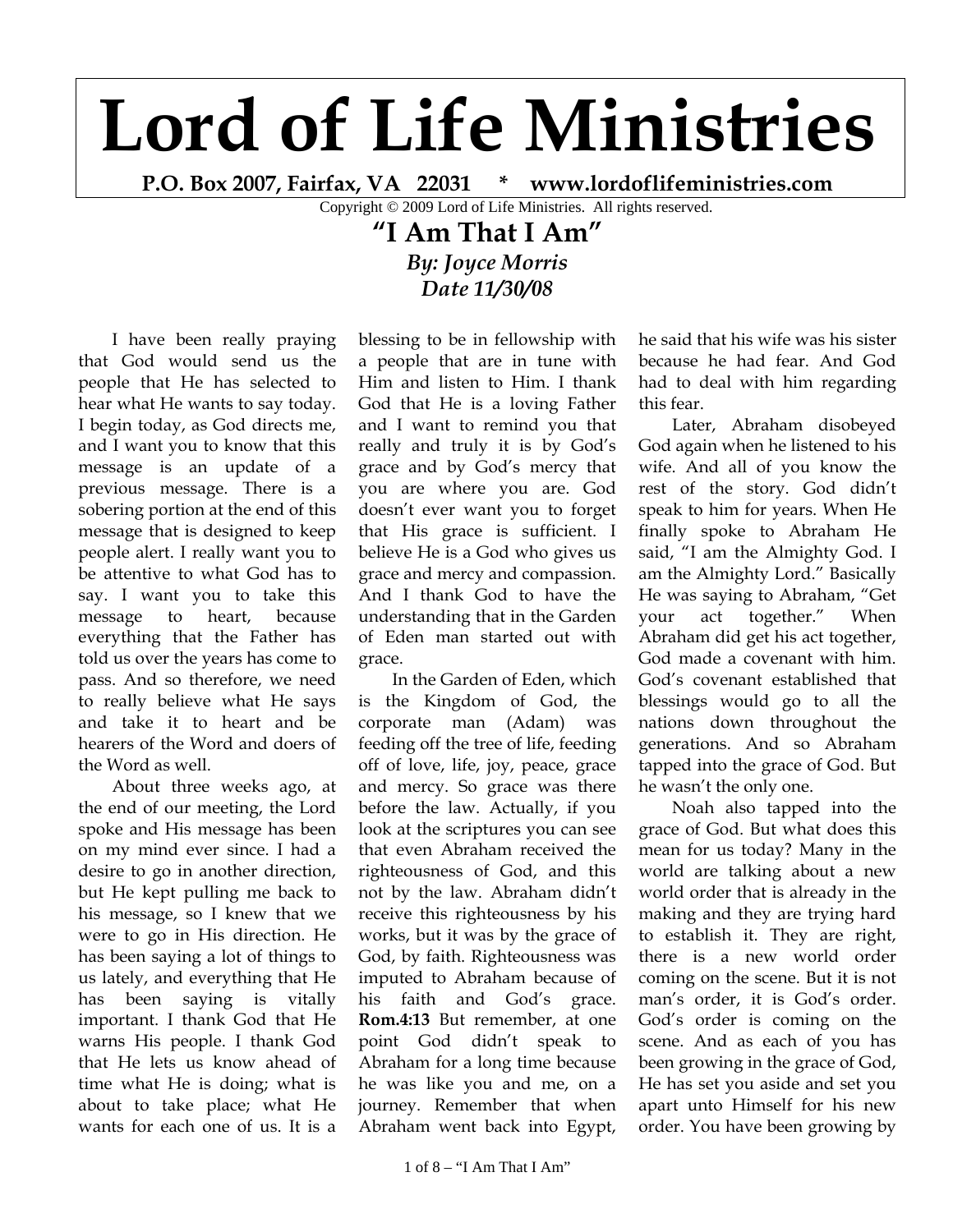# Lord of Life Ministries

**P.O. Box 2007, Fairfax, VA 22031 * www.lordoflifeministries.com**

Copyright © 2009 Lord of Life Ministries. All rights reserved.

## "I Am That I Am"

***By: Joyce Morris***
***Date 11/30/08***

I have been really praying that God would send us the people that He has selected to hear what He wants to say today. I begin today, as God directs me, and I want you to know that this message is an update of a previous message. There is a sobering portion at the end of this message that is designed to keep people alert. I really want you to be attentive to what God has to say. I want you to take this message to heart, because everything that the Father has told us over the years has come to pass. And so therefore, we need to really believe what He says and take it to heart and be hearers of the Word and doers of the Word as well.

About three weeks ago, at the end of our meeting, the Lord spoke and His message has been on my mind ever since. I had a desire to go in another direction, but He kept pulling me back to his message, so I knew that we were to go in His direction. He has been saying a lot of things to us lately, and everything that He has been saying is vitally important. I thank God that He warns His people. I thank God that He lets us know ahead of time what He is doing; what is about to take place; what He wants for each one of us. It is a blessing to be in fellowship with a people that are in tune with Him and listen to Him. I thank God that He is a loving Father and I want to remind you that really and truly it is by God's grace and by God's mercy that you are where you are. God doesn't ever want you to forget that His grace is sufficient. I believe He is a God who gives us grace and mercy and compassion. And I thank God to have the understanding that in the Garden of Eden man started out with grace.

In the Garden of Eden, which is the Kingdom of God, the corporate man (Adam) was feeding off the tree of life, feeding off of love, life, joy, peace, grace and mercy. So grace was there before the law. Actually, if you look at the scriptures you can see that even Abraham received the righteousness of God, and this not by the law. Abraham didn't receive this righteousness by his works, but it was by the grace of God, by faith. Righteousness was imputed to Abraham because of his faith and God's grace. **Rom.4:13** But remember, at one point God didn't speak to Abraham for a long time because he was like you and me, on a journey. Remember that when Abraham went back into Egypt, he said that his wife was his sister because he had fear. And God had to deal with him regarding this fear.

Later, Abraham disobeyed God again when he listened to his wife. And all of you know the rest of the story. God didn't speak to him for years. When He finally spoke to Abraham He said, "I am the Almighty God. I am the Almighty Lord." Basically He was saying to Abraham, "Get your act together." When Abraham did get his act together, God made a covenant with him. God's covenant established that blessings would go to all the nations down throughout the generations. And so Abraham tapped into the grace of God. But he wasn't the only one.

Noah also tapped into the grace of God. But what does this mean for us today? Many in the world are talking about a new world order that is already in the making and they are trying hard to establish it. They are right, there is a new world order coming on the scene. But it is not man's order, it is God's order. God's order is coming on the scene. And as each of you has been growing in the grace of God, He has set you aside and set you apart unto Himself for his new order. You have been growing by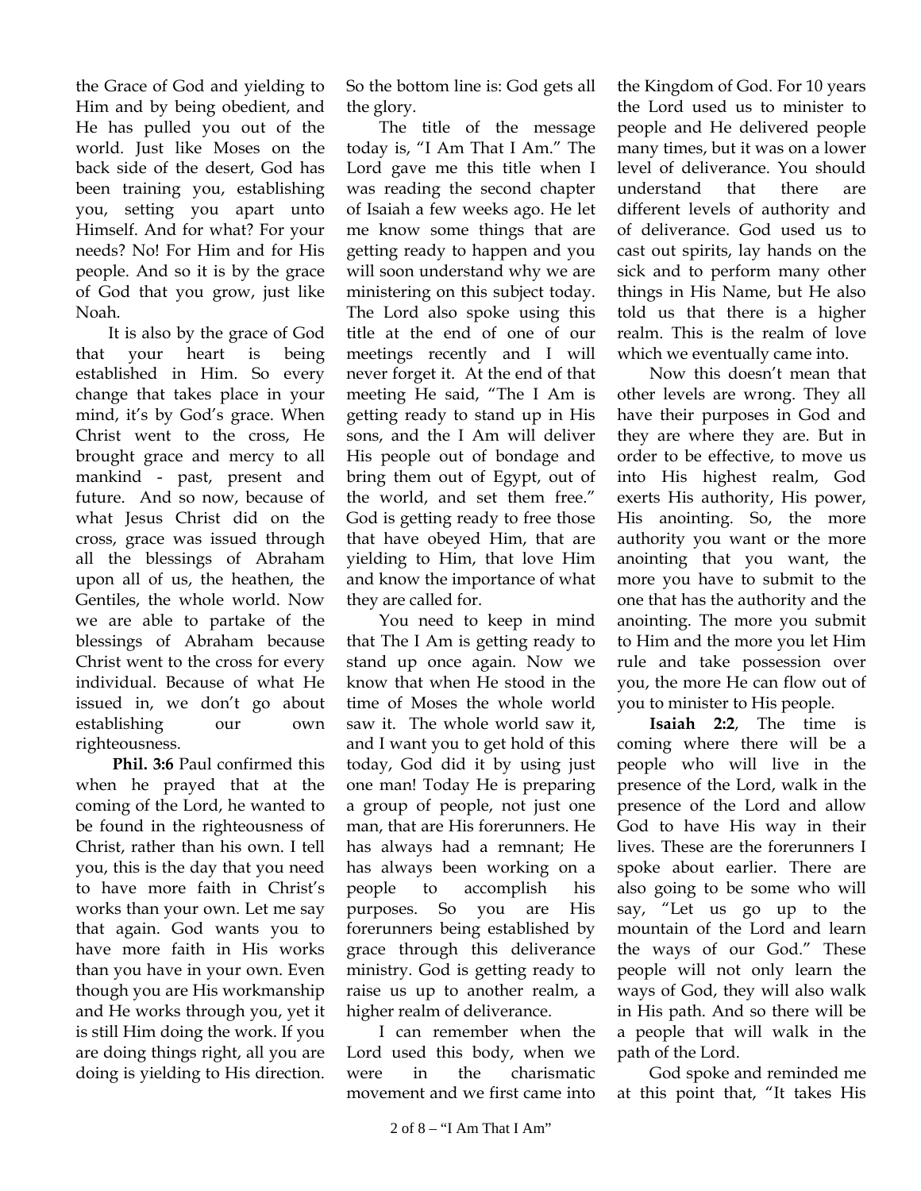the Grace of God and yielding to Him and by being obedient, and He has pulled you out of the world. Just like Moses on the back side of the desert, God has been training you, establishing you, setting you apart unto Himself. And for what? For your needs? No! For Him and for His people. And so it is by the grace of God that you grow, just like Noah.

It is also by the grace of God that your heart is being established in Him. So every change that takes place in your mind, it's by God's grace. When Christ went to the cross, He brought grace and mercy to all mankind - past, present and future. And so now, because of what Jesus Christ did on the cross, grace was issued through all the blessings of Abraham upon all of us, the heathen, the Gentiles, the whole world. Now we are able to partake of the blessings of Abraham because Christ went to the cross for every individual. Because of what He issued in, we don't go about establishing our own righteousness.

**Phil. 3:6** Paul confirmed this when he prayed that at the coming of the Lord, he wanted to be found in the righteousness of Christ, rather than his own. I tell you, this is the day that you need to have more faith in Christ's works than your own. Let me say that again. God wants you to have more faith in His works than you have in your own. Even though you are His workmanship and He works through you, yet it is still Him doing the work. If you are doing things right, all you are doing is yielding to His direction. So the bottom line is: God gets all the glory.

The title of the message today is, "I Am That I Am." The Lord gave me this title when I was reading the second chapter of Isaiah a few weeks ago. He let me know some things that are getting ready to happen and you will soon understand why we are ministering on this subject today. The Lord also spoke using this title at the end of one of our meetings recently and I will never forget it. At the end of that meeting He said, "The I Am is getting ready to stand up in His sons, and the I Am will deliver His people out of bondage and bring them out of Egypt, out of the world, and set them free." God is getting ready to free those that have obeyed Him, that are yielding to Him, that love Him and know the importance of what they are called for.

You need to keep in mind that The I Am is getting ready to stand up once again. Now we know that when He stood in the time of Moses the whole world saw it. The whole world saw it, and I want you to get hold of this today, God did it by using just one man! Today He is preparing a group of people, not just one man, that are His forerunners. He has always had a remnant; He has always been working on a people to accomplish his purposes. So you are His forerunners being established by grace through this deliverance ministry. God is getting ready to raise us up to another realm, a higher realm of deliverance.

I can remember when the Lord used this body, when we were in the charismatic movement and we first came into the Kingdom of God. For 10 years the Lord used us to minister to people and He delivered people many times, but it was on a lower level of deliverance. You should understand that there are different levels of authority and of deliverance. God used us to cast out spirits, lay hands on the sick and to perform many other things in His Name, but He also told us that there is a higher realm. This is the realm of love which we eventually came into.

Now this doesn't mean that other levels are wrong. They all have their purposes in God and they are where they are. But in order to be effective, to move us into His highest realm, God exerts His authority, His power, His anointing. So, the more authority you want or the more anointing that you want, the more you have to submit to the one that has the authority and the anointing. The more you submit to Him and the more you let Him rule and take possession over you, the more He can flow out of you to minister to His people.

**Isaiah 2:2**, The time is coming where there will be a people who will live in the presence of the Lord, walk in the presence of the Lord and allow God to have His way in their lives. These are the forerunners I spoke about earlier. There are also going to be some who will say, "Let us go up to the mountain of the Lord and learn the ways of our God." These people will not only learn the ways of God, they will also walk in His path. And so there will be a people that will walk in the path of the Lord.

God spoke and reminded me at this point that, "It takes His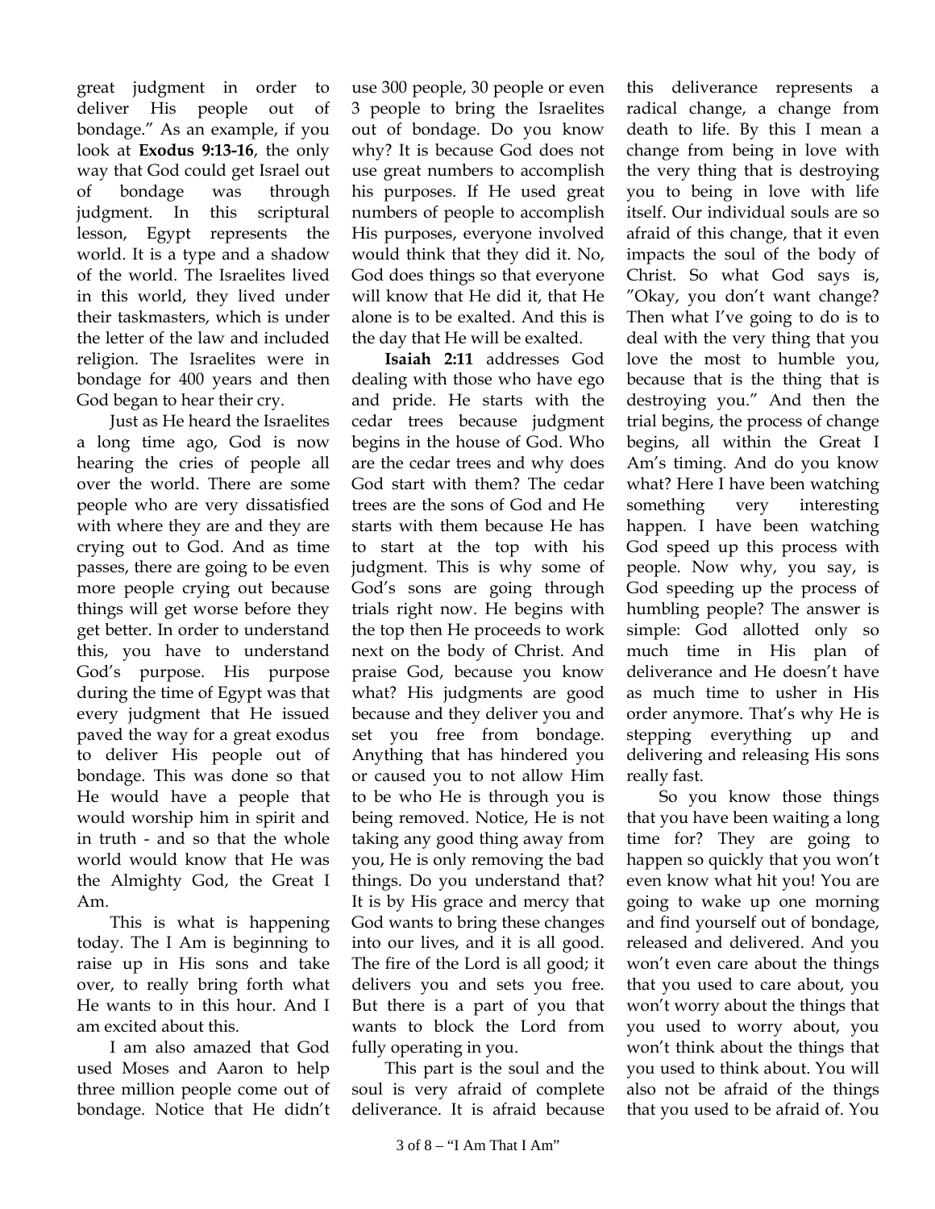great judgment in order to deliver His people out of bondage." As an example, if you look at **Exodus 9:13-16**, the only way that God could get Israel out of bondage was through judgment. In this scriptural lesson, Egypt represents the world. It is a type and a shadow of the world. The Israelites lived in this world, they lived under their taskmasters, which is under the letter of the law and included religion. The Israelites were in bondage for 400 years and then God began to hear their cry.

Just as He heard the Israelites a long time ago, God is now hearing the cries of people all over the world. There are some people who are very dissatisfied with where they are and they are crying out to God. And as time passes, there are going to be even more people crying out because things will get worse before they get better. In order to understand this, you have to understand God's purpose. His purpose during the time of Egypt was that every judgment that He issued paved the way for a great exodus to deliver His people out of bondage. This was done so that He would have a people that would worship him in spirit and in truth - and so that the whole world would know that He was the Almighty God, the Great I Am.

This is what is happening today. The I Am is beginning to raise up in His sons and take over, to really bring forth what He wants to in this hour. And I am excited about this.

I am also amazed that God used Moses and Aaron to help three million people come out of bondage. Notice that He didn't use 300 people, 30 people or even 3 people to bring the Israelites out of bondage. Do you know why? It is because God does not use great numbers to accomplish his purposes. If He used great numbers of people to accomplish His purposes, everyone involved would think that they did it. No, God does things so that everyone will know that He did it, that He alone is to be exalted. And this is the day that He will be exalted.

**Isaiah 2:11** addresses God dealing with those who have ego and pride. He starts with the cedar trees because judgment begins in the house of God. Who are the cedar trees and why does God start with them? The cedar trees are the sons of God and He starts with them because He has to start at the top with his judgment. This is why some of God's sons are going through trials right now. He begins with the top then He proceeds to work next on the body of Christ. And praise God, because you know what? His judgments are good because and they deliver you and set you free from bondage. Anything that has hindered you or caused you to not allow Him to be who He is through you is being removed. Notice, He is not taking any good thing away from you, He is only removing the bad things. Do you understand that? It is by His grace and mercy that God wants to bring these changes into our lives, and it is all good. The fire of the Lord is all good; it delivers you and sets you free. But there is a part of you that wants to block the Lord from fully operating in you.

This part is the soul and the soul is very afraid of complete deliverance. It is afraid because this deliverance represents a radical change, a change from death to life. By this I mean a change from being in love with the very thing that is destroying you to being in love with life itself. Our individual souls are so afraid of this change, that it even impacts the soul of the body of Christ. So what God says is, "Okay, you don't want change? Then what I've going to do is to deal with the very thing that you love the most to humble you, because that is the thing that is destroying you." And then the trial begins, the process of change begins, all within the Great I Am's timing. And do you know what? Here I have been watching something very interesting happen. I have been watching God speed up this process with people. Now why, you say, is God speeding up the process of humbling people? The answer is simple: God allotted only so much time in His plan of deliverance and He doesn't have as much time to usher in His order anymore. That's why He is stepping everything up and delivering and releasing His sons really fast.

So you know those things that you have been waiting a long time for? They are going to happen so quickly that you won't even know what hit you! You are going to wake up one morning and find yourself out of bondage, released and delivered. And you won't even care about the things that you used to care about, you won't worry about the things that you used to worry about, you won't think about the things that you used to think about. You will also not be afraid of the things that you used to be afraid of. You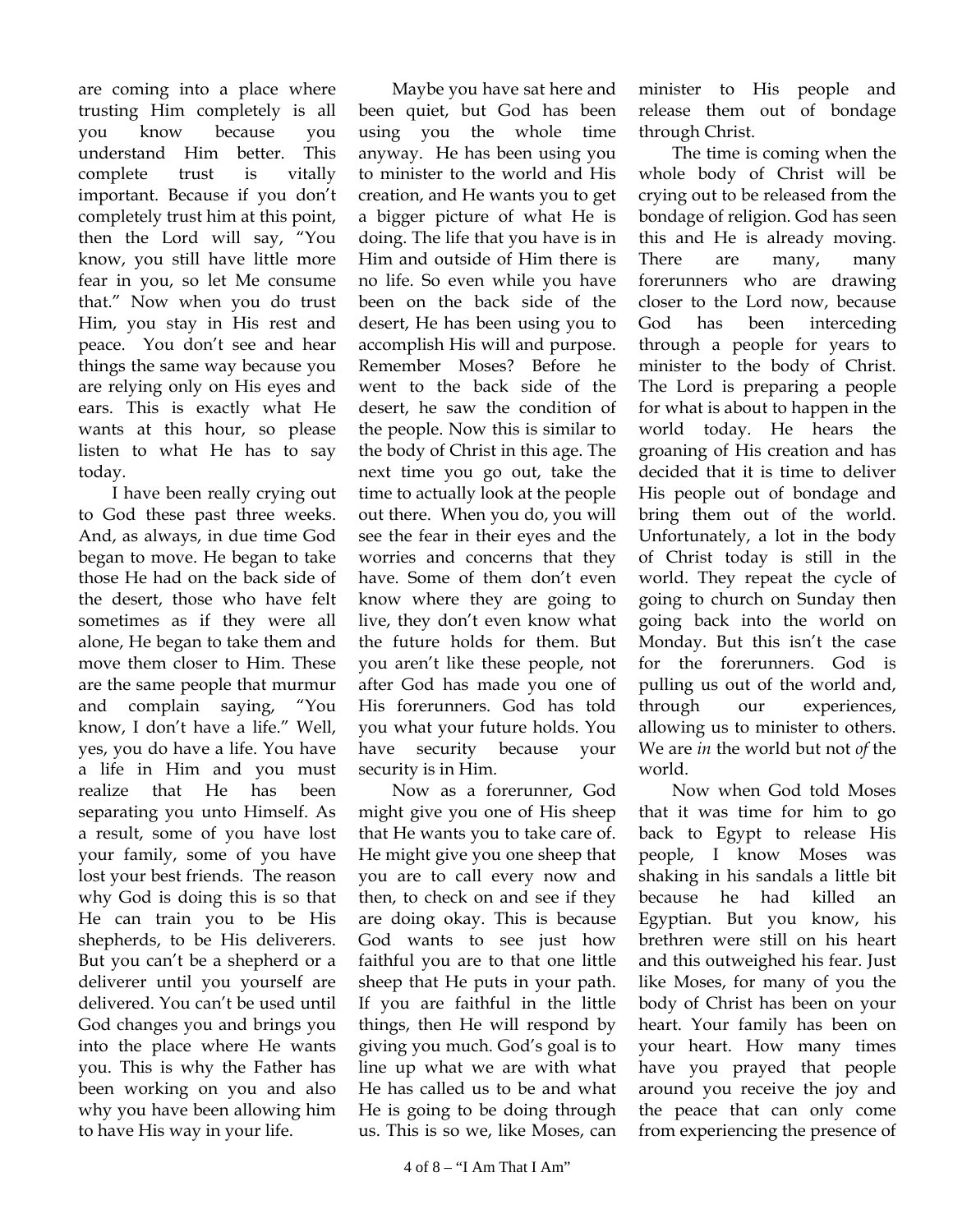are coming into a place where trusting Him completely is all you know because you understand Him better. This complete trust is vitally important. Because if you don't completely trust him at this point, then the Lord will say, "You know, you still have little more fear in you, so let Me consume that." Now when you do trust Him, you stay in His rest and peace. You don't see and hear things the same way because you are relying only on His eyes and ears. This is exactly what He wants at this hour, so please listen to what He has to say today.

I have been really crying out to God these past three weeks. And, as always, in due time God began to move. He began to take those He had on the back side of the desert, those who have felt sometimes as if they were all alone, He began to take them and move them closer to Him. These are the same people that murmur and complain saying, "You know, I don't have a life." Well, yes, you do have a life. You have a life in Him and you must realize that He has been separating you unto Himself. As a result, some of you have lost your family, some of you have lost your best friends. The reason why God is doing this is so that He can train you to be His shepherds, to be His deliverers. But you can't be a shepherd or a deliverer until you yourself are delivered. You can't be used until God changes you and brings you into the place where He wants you. This is why the Father has been working on you and also why you have been allowing him to have His way in your life.

Maybe you have sat here and been quiet, but God has been using you the whole time anyway. He has been using you to minister to the world and His creation, and He wants you to get a bigger picture of what He is doing. The life that you have is in Him and outside of Him there is no life. So even while you have been on the back side of the desert, He has been using you to accomplish His will and purpose. Remember Moses? Before he went to the back side of the desert, he saw the condition of the people. Now this is similar to the body of Christ in this age. The next time you go out, take the time to actually look at the people out there. When you do, you will see the fear in their eyes and the worries and concerns that they have. Some of them don't even know where they are going to live, they don't even know what the future holds for them. But you aren't like these people, not after God has made you one of His forerunners. God has told you what your future holds. You have security because your security is in Him.

Now as a forerunner, God might give you one of His sheep that He wants you to take care of. He might give you one sheep that you are to call every now and then, to check on and see if they are doing okay. This is because God wants to see just how faithful you are to that one little sheep that He puts in your path. If you are faithful in the little things, then He will respond by giving you much. God's goal is to line up what we are with what He has called us to be and what He is going to be doing through us. This is so we, like Moses, can minister to His people and release them out of bondage through Christ.

The time is coming when the whole body of Christ will be crying out to be released from the bondage of religion. God has seen this and He is already moving. There are many, many forerunners who are drawing closer to the Lord now, because God has been interceding through a people for years to minister to the body of Christ. The Lord is preparing a people for what is about to happen in the world today. He hears the groaning of His creation and has decided that it is time to deliver His people out of bondage and bring them out of the world. Unfortunately, a lot in the body of Christ today is still in the world. They repeat the cycle of going to church on Sunday then going back into the world on Monday. But this isn't the case for the forerunners. God is pulling us out of the world and, through our experiences, allowing us to minister to others. We are *in* the world but not *of* the world.

Now when God told Moses that it was time for him to go back to Egypt to release His people, I know Moses was shaking in his sandals a little bit because he had killed an Egyptian. But you know, his brethren were still on his heart and this outweighed his fear. Just like Moses, for many of you the body of Christ has been on your heart. Your family has been on your heart. How many times have you prayed that people around you receive the joy and the peace that can only come from experiencing the presence of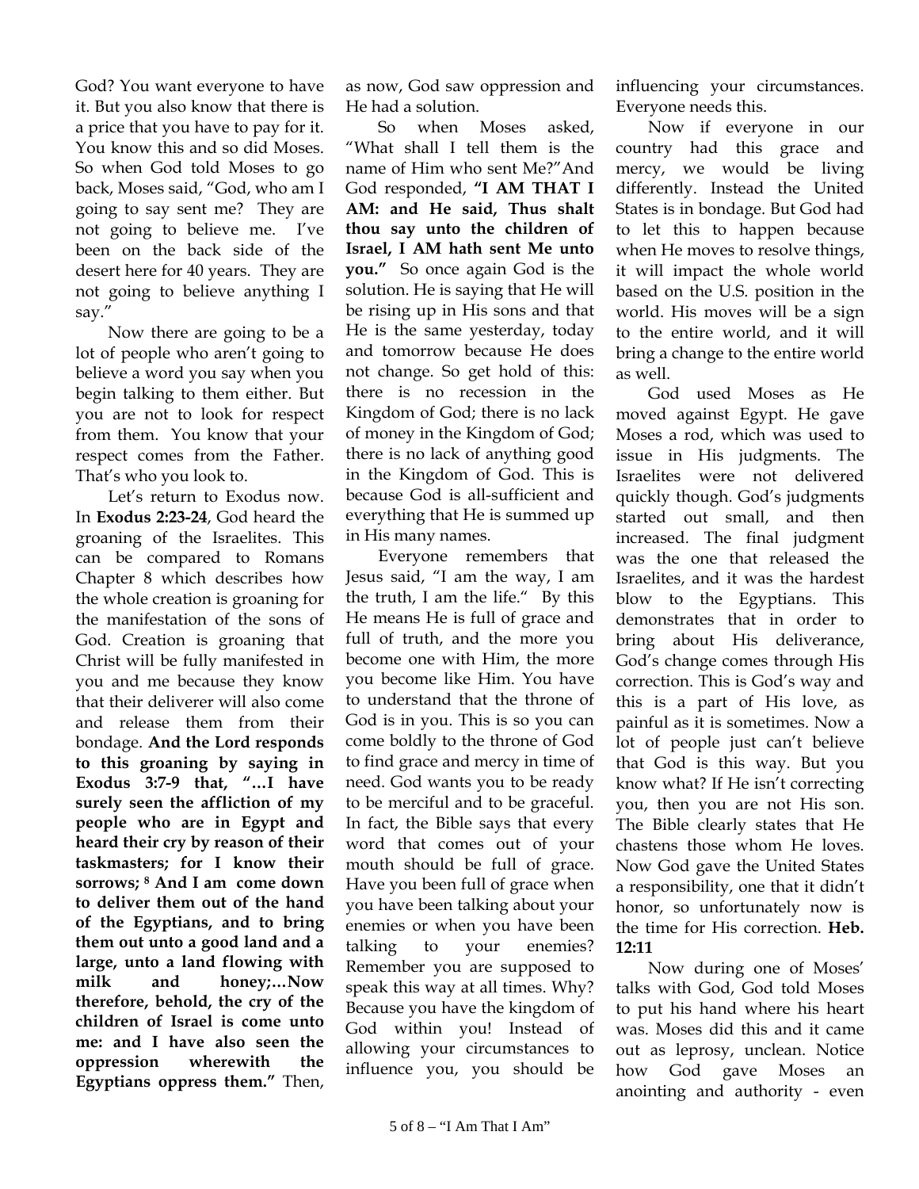God? You want everyone to have it. But you also know that there is a price that you have to pay for it. You know this and so did Moses. So when God told Moses to go back, Moses said, "God, who am I going to say sent me? They are not going to believe me. I've been on the back side of the desert here for 40 years. They are not going to believe anything I say."

Now there are going to be a lot of people who aren't going to believe a word you say when you begin talking to them either. But you are not to look for respect from them. You know that your respect comes from the Father. That's who you look to.

Let's return to Exodus now. In **Exodus 2:23-24**, God heard the groaning of the Israelites. This can be compared to Romans Chapter 8 which describes how the whole creation is groaning for the manifestation of the sons of God. Creation is groaning that Christ will be fully manifested in you and me because they know that their deliverer will also come and release them from their bondage. **And the Lord responds to this groaning by saying in Exodus 3:7-9 that, "…I have surely seen the affliction of my people who are in Egypt and heard their cry by reason of their taskmasters; for I know their sorrows; 8 And I am come down to deliver them out of the hand of the Egyptians, and to bring them out unto a good land and a large, unto a land flowing with milk and honey;…Now therefore, behold, the cry of the children of Israel is come unto me: and I have also seen the oppression wherewith the Egyptians oppress them."** Then, as now, God saw oppression and He had a solution.

So when Moses asked, "What shall I tell them is the name of Him who sent Me?" And God responded, **"I AM THAT I AM: and He said, Thus shalt thou say unto the children of Israel, I AM hath sent Me unto you."** So once again God is the solution. He is saying that He will be rising up in His sons and that He is the same yesterday, today and tomorrow because He does not change. So get hold of this: there is no recession in the Kingdom of God; there is no lack of money in the Kingdom of God; there is no lack of anything good in the Kingdom of God. This is because God is all-sufficient and everything that He is summed up in His many names.

Everyone remembers that Jesus said, "I am the way, I am the truth, I am the life." By this He means He is full of grace and full of truth, and the more you become one with Him, the more you become like Him. You have to understand that the throne of God is in you. This is so you can come boldly to the throne of God to find grace and mercy in time of need. God wants you to be ready to be merciful and to be graceful. In fact, the Bible says that every word that comes out of your mouth should be full of grace. Have you been full of grace when you have been talking about your enemies or when you have been talking to your enemies? Remember you are supposed to speak this way at all times. Why? Because you have the kingdom of God within you! Instead of allowing your circumstances to influence you, you should be influencing your circumstances. Everyone needs this.

Now if everyone in our country had this grace and mercy, we would be living differently. Instead the United States is in bondage. But God had to let this to happen because when He moves to resolve things, it will impact the whole world based on the U.S. position in the world. His moves will be a sign to the entire world, and it will bring a change to the entire world as well.

God used Moses as He moved against Egypt. He gave Moses a rod, which was used to issue in His judgments. The Israelites were not delivered quickly though. God's judgments started out small, and then increased. The final judgment was the one that released the Israelites, and it was the hardest blow to the Egyptians. This demonstrates that in order to bring about His deliverance, God's change comes through His correction. This is God's way and this is a part of His love, as painful as it is sometimes. Now a lot of people just can't believe that God is this way. But you know what? If He isn't correcting you, then you are not His son. The Bible clearly states that He chastens those whom He loves. Now God gave the United States a responsibility, one that it didn't honor, so unfortunately now is the time for His correction. **Heb. 12:11**

Now during one of Moses' talks with God, God told Moses to put his hand where his heart was. Moses did this and it came out as leprosy, unclean. Notice how God gave Moses an anointing and authority - even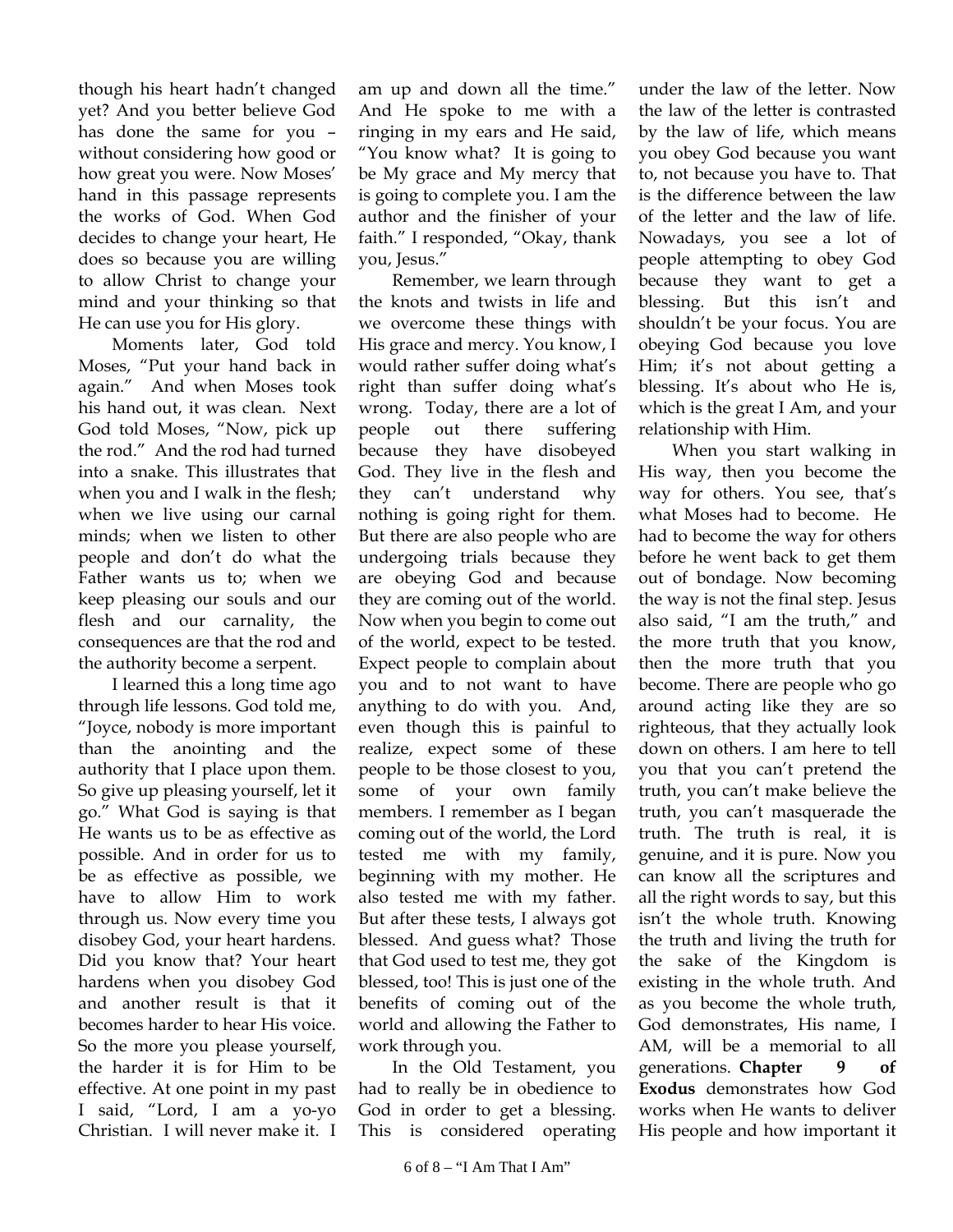though his heart hadn't changed yet? And you better believe God has done the same for you – without considering how good or how great you were. Now Moses' hand in this passage represents the works of God. When God decides to change your heart, He does so because you are willing to allow Christ to change your mind and your thinking so that He can use you for His glory.

Moments later, God told Moses, "Put your hand back in again." And when Moses took his hand out, it was clean. Next God told Moses, "Now, pick up the rod." And the rod had turned into a snake. This illustrates that when you and I walk in the flesh; when we live using our carnal minds; when we listen to other people and don't do what the Father wants us to; when we keep pleasing our souls and our flesh and our carnality, the consequences are that the rod and the authority become a serpent.

I learned this a long time ago through life lessons. God told me, "Joyce, nobody is more important than the anointing and the authority that I place upon them. So give up pleasing yourself, let it go." What God is saying is that He wants us to be as effective as possible. And in order for us to be as effective as possible, we have to allow Him to work through us. Now every time you disobey God, your heart hardens. Did you know that? Your heart hardens when you disobey God and another result is that it becomes harder to hear His voice. So the more you please yourself, the harder it is for Him to be effective. At one point in my past I said, "Lord, I am a yo-yo Christian. I will never make it. I am up and down all the time." And He spoke to me with a ringing in my ears and He said, "You know what? It is going to be My grace and My mercy that is going to complete you. I am the author and the finisher of your faith." I responded, "Okay, thank you, Jesus."

Remember, we learn through the knots and twists in life and we overcome these things with His grace and mercy. You know, I would rather suffer doing what's right than suffer doing what's wrong. Today, there are a lot of people out there suffering because they have disobeyed God. They live in the flesh and they can't understand why nothing is going right for them. But there are also people who are undergoing trials because they are obeying God and because they are coming out of the world. Now when you begin to come out of the world, expect to be tested. Expect people to complain about you and to not want to have anything to do with you. And, even though this is painful to realize, expect some of these people to be those closest to you, some of your own family members. I remember as I began coming out of the world, the Lord tested me with my family, beginning with my mother. He also tested me with my father. But after these tests, I always got blessed. And guess what? Those that God used to test me, they got blessed, too! This is just one of the benefits of coming out of the world and allowing the Father to work through you.

In the Old Testament, you had to really be in obedience to God in order to get a blessing. This is considered operating under the law of the letter. Now the law of the letter is contrasted by the law of life, which means you obey God because you want to, not because you have to. That is the difference between the law of the letter and the law of life. Nowadays, you see a lot of people attempting to obey God because they want to get a blessing. But this isn't and shouldn't be your focus. You are obeying God because you love Him; it's not about getting a blessing. It's about who He is, which is the great I Am, and your relationship with Him.

When you start walking in His way, then you become the way for others. You see, that's what Moses had to become. He had to become the way for others before he went back to get them out of bondage. Now becoming the way is not the final step. Jesus also said, "I am the truth," and the more truth that you know, then the more truth that you become. There are people who go around acting like they are so righteous, that they actually look down on others. I am here to tell you that you can't pretend the truth, you can't make believe the truth, you can't masquerade the truth. The truth is real, it is genuine, and it is pure. Now you can know all the scriptures and all the right words to say, but this isn't the whole truth. Knowing the truth and living the truth for the sake of the Kingdom is existing in the whole truth. And as you become the whole truth, God demonstrates, His name, I AM, will be a memorial to all generations. **Chapter 9 of Exodus** demonstrates how God works when He wants to deliver His people and how important it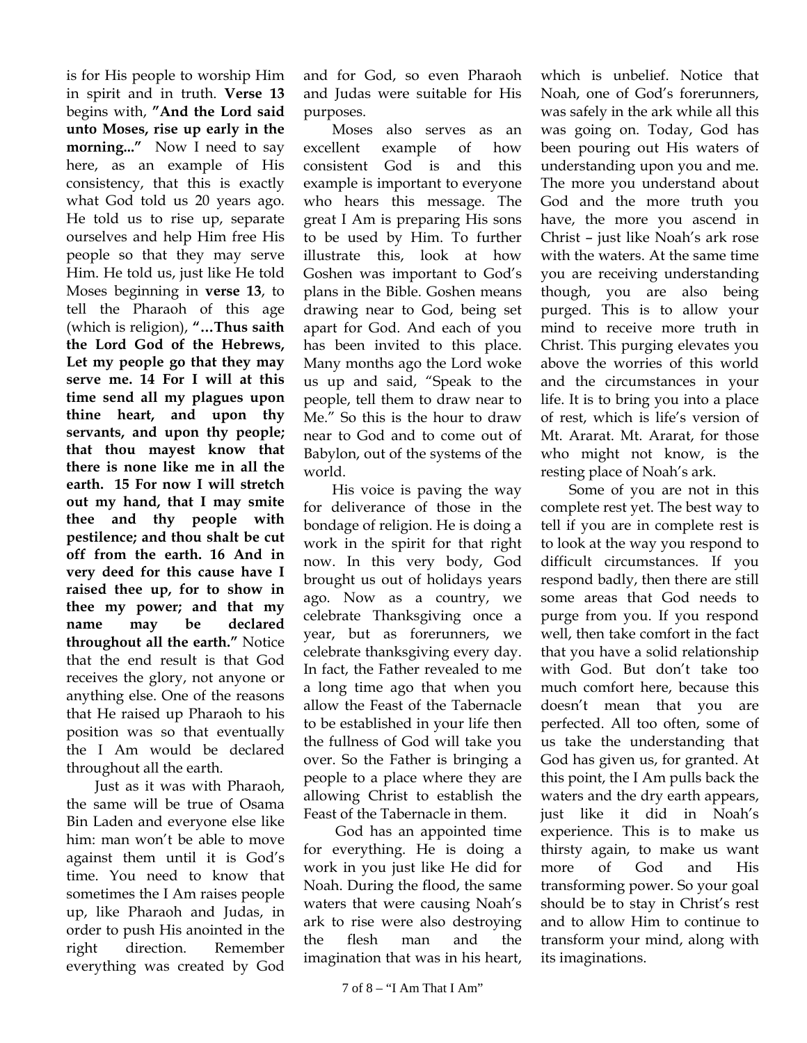is for His people to worship Him in spirit and in truth. **Verse 13** begins with, **"And the Lord said unto Moses, rise up early in the morning..."** Now I need to say here, as an example of His consistency, that this is exactly what God told us 20 years ago. He told us to rise up, separate ourselves and help Him free His people so that they may serve Him. He told us, just like He told Moses beginning in **verse 13**, to tell the Pharaoh of this age (which is religion), **"…Thus saith the Lord God of the Hebrews, Let my people go that they may serve me. 14 For I will at this time send all my plagues upon thine heart, and upon thy servants, and upon thy people; that thou mayest know that there is none like me in all the earth. 15 For now I will stretch out my hand, that I may smite thee and thy people with pestilence; and thou shalt be cut off from the earth. 16 And in very deed for this cause have I raised thee up, for to show in thee my power; and that my name may be declared throughout all the earth."** Notice that the end result is that God receives the glory, not anyone or anything else. One of the reasons that He raised up Pharaoh to his position was so that eventually the I Am would be declared throughout all the earth.

Just as it was with Pharaoh, the same will be true of Osama Bin Laden and everyone else like him: man won't be able to move against them until it is God's time. You need to know that sometimes the I Am raises people up, like Pharaoh and Judas, in order to push His anointed in the right direction. Remember everything was created by God and for God, so even Pharaoh and Judas were suitable for His purposes.

Moses also serves as an excellent example of how consistent God is and this example is important to everyone who hears this message. The great I Am is preparing His sons to be used by Him. To further illustrate this, look at how Goshen was important to God's plans in the Bible. Goshen means drawing near to God, being set apart for God. And each of you has been invited to this place. Many months ago the Lord woke us up and said, "Speak to the people, tell them to draw near to Me." So this is the hour to draw near to God and to come out of Babylon, out of the systems of the world.

His voice is paving the way for deliverance of those in the bondage of religion. He is doing a work in the spirit for that right now. In this very body, God brought us out of holidays years ago. Now as a country, we celebrate Thanksgiving once a year, but as forerunners, we celebrate thanksgiving every day. In fact, the Father revealed to me a long time ago that when you allow the Feast of the Tabernacle to be established in your life then the fullness of God will take you over. So the Father is bringing a people to a place where they are allowing Christ to establish the Feast of the Tabernacle in them.

God has an appointed time for everything. He is doing a work in you just like He did for Noah. During the flood, the same waters that were causing Noah's ark to rise were also destroying the flesh man and the imagination that was in his heart, which is unbelief. Notice that Noah, one of God's forerunners, was safely in the ark while all this was going on. Today, God has been pouring out His waters of understanding upon you and me. The more you understand about God and the more truth you have, the more you ascend in Christ – just like Noah's ark rose with the waters. At the same time you are receiving understanding though, you are also being purged. This is to allow your mind to receive more truth in Christ. This purging elevates you above the worries of this world and the circumstances in your life. It is to bring you into a place of rest, which is life's version of Mt. Ararat. Mt. Ararat, for those who might not know, is the resting place of Noah's ark.

Some of you are not in this complete rest yet. The best way to tell if you are in complete rest is to look at the way you respond to difficult circumstances. If you respond badly, then there are still some areas that God needs to purge from you. If you respond well, then take comfort in the fact that you have a solid relationship with God. But don't take too much comfort here, because this doesn't mean that you are perfected. All too often, some of us take the understanding that God has given us, for granted. At this point, the I Am pulls back the waters and the dry earth appears, just like it did in Noah's experience. This is to make us thirsty again, to make us want more of God and His transforming power. So your goal should be to stay in Christ's rest and to allow Him to continue to transform your mind, along with its imaginations.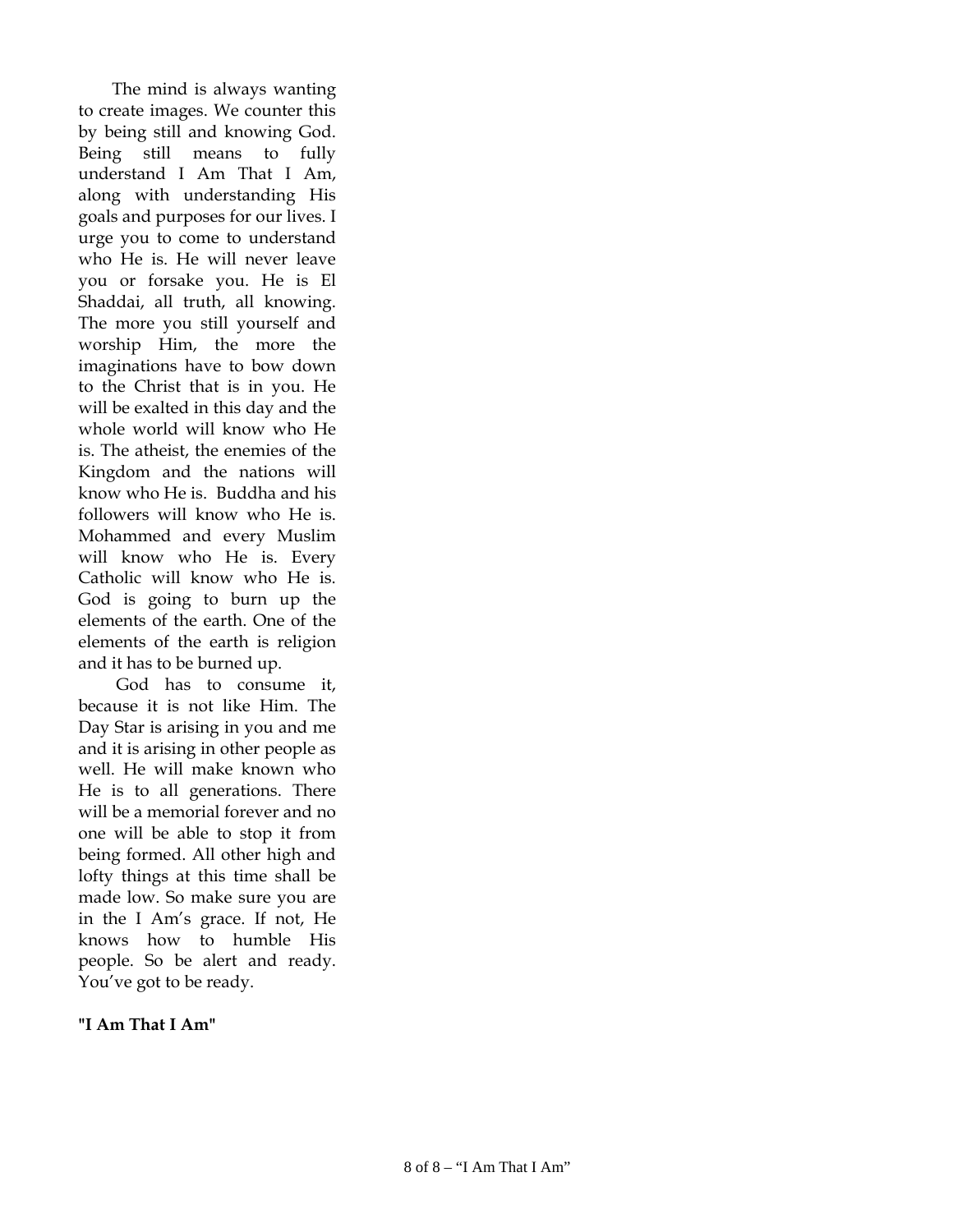The mind is always wanting to create images. We counter this by being still and knowing God. Being still means to fully understand I Am That I Am, along with understanding His goals and purposes for our lives. I urge you to come to understand who He is. He will never leave you or forsake you. He is El Shaddai, all truth, all knowing. The more you still yourself and worship Him, the more the imaginations have to bow down to the Christ that is in you. He will be exalted in this day and the whole world will know who He is. The atheist, the enemies of the Kingdom and the nations will know who He is. Buddha and his followers will know who He is. Mohammed and every Muslim will know who He is. Every Catholic will know who He is. God is going to burn up the elements of the earth. One of the elements of the earth is religion and it has to be burned up.

God has to consume it, because it is not like Him. The Day Star is arising in you and me and it is arising in other people as well. He will make known who He is to all generations. There will be a memorial forever and no one will be able to stop it from being formed. All other high and lofty things at this time shall be made low. So make sure you are in the I Am's grace. If not, He knows how to humble His people. So be alert and ready. You've got to be ready.

**"I Am That I Am"**